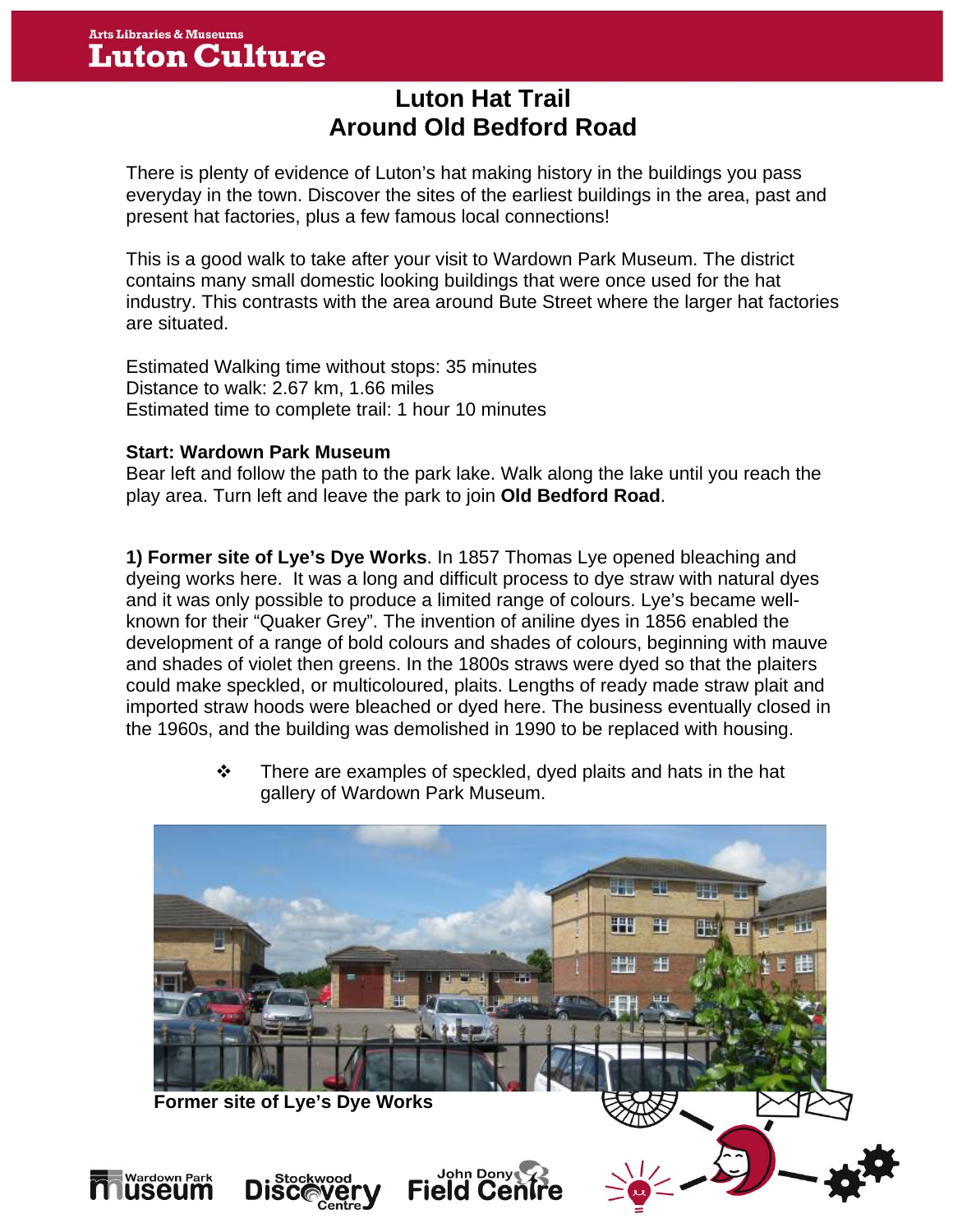# Luton Hat Trail
## Around Old Bedford Road

There is plenty of evidence of Luton's hat making history in the buildings you pass everyday in the town. Discover the sites of the earliest buildings in the area, past and present hat factories, plus a few famous local connections!

This is a good walk to take after your visit to Wardown Park Museum. The district contains many small domestic looking buildings that were once used for the hat industry. This contrasts with the area around Bute Street where the larger hat factories are situated.

Estimated Walking time without stops: 35 minutes
Distance to walk: 2.67 km, 1.66 miles
Estimated time to complete trail: 1 hour 10 minutes

**Start: Wardown Park Museum**
Bear left and follow the path to the park lake. Walk along the lake until you reach the play area. Turn left and leave the park to join **Old Bedford Road**.

**1) Former site of Lye's Dye Works**. In 1857 Thomas Lye opened bleaching and dyeing works here. It was a long and difficult process to dye straw with natural dyes and it was only possible to produce a limited range of colours. Lye's became well-known for their "Quaker Grey". The invention of aniline dyes in 1856 enabled the development of a range of bold colours and shades of colours, beginning with mauve and shades of violet then greens. In the 1800s straws were dyed so that the plaiters could make speckled, or multicoloured, plaits. Lengths of ready made straw plait and imported straw hoods were bleached or dyed here. The business eventually closed in the 1960s, and the building was demolished in 1990 to be replaced with housing.

- There are examples of speckled, dyed plaits and hats in the hat gallery of Wardown Park Museum.

**Former site of Lye's Dye Works**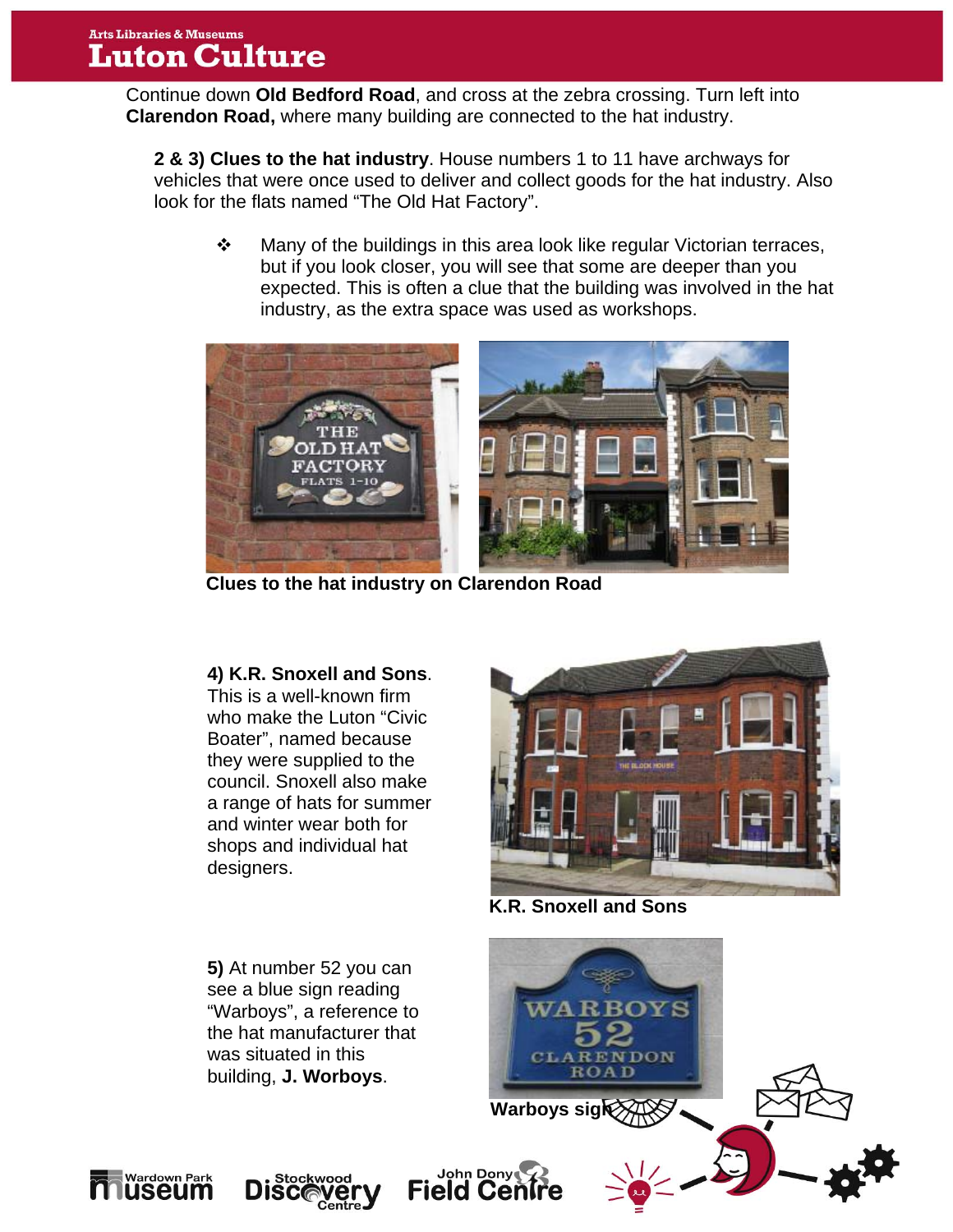Continue down **Old Bedford Road**, and cross at the zebra crossing. Turn left into **Clarendon Road,** where many building are connected to the hat industry.

**2 & 3) Clues to the hat industry**. House numbers 1 to 11 have archways for vehicles that were once used to deliver and collect goods for the hat industry. Also look for the flats named "The Old Hat Factory".

- Many of the buildings in this area look like regular Victorian terraces, but if you look closer, you will see that some are deeper than you expected. This is often a clue that the building was involved in the hat industry, as the extra space was used as workshops.

**Clues to the hat industry on Clarendon Road**

**4) K.R. Snoxell and Sons**. This is a well-known firm who make the Luton "Civic Boater", named because they were supplied to the council. Snoxell also make a range of hats for summer and winter wear both for shops and individual hat designers.

**K.R. Snoxell and Sons**

**5)** At number 52 you can see a blue sign reading "Warboys", a reference to the hat manufacturer that was situated in this building, **J. Worboys**.

**Warboys sign**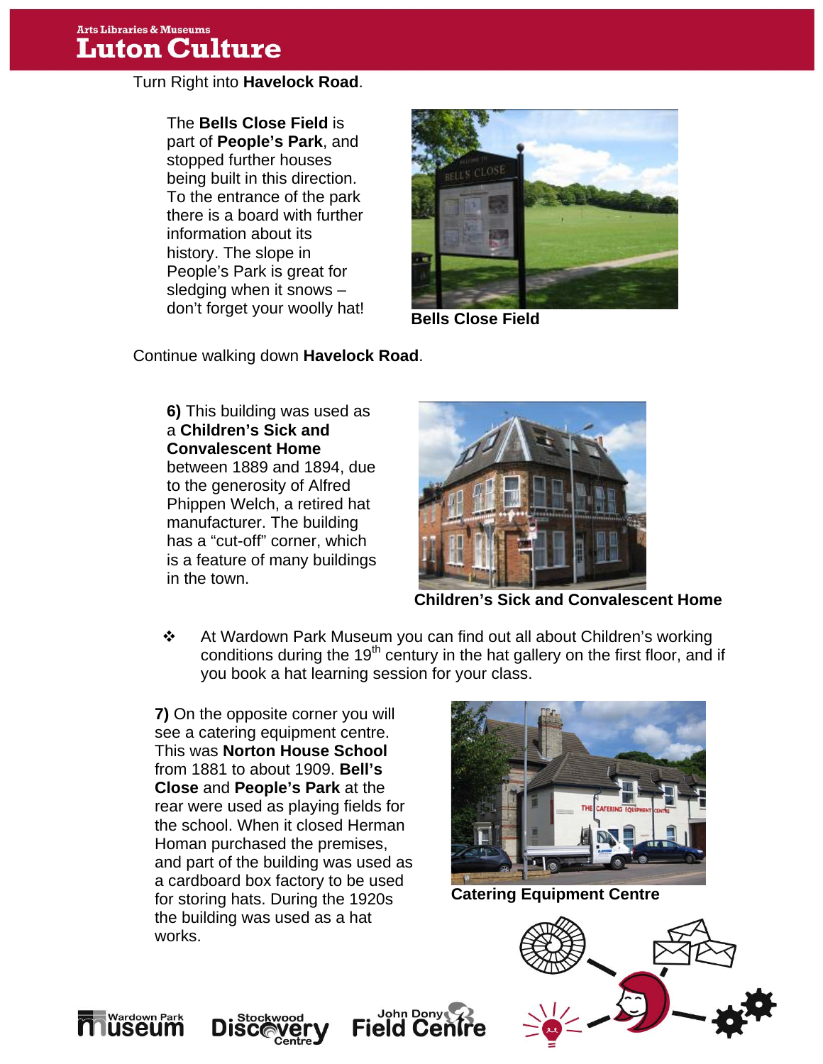Turn Right into **Havelock Road**.

The **Bells Close Field** is part of **People's Park**, and stopped further houses being built in this direction. To the entrance of the park there is a board with further information about its history. The slope in People's Park is great for sledging when it snows – don't forget your woolly hat!

**Bells Close Field**

Continue walking down **Havelock Road**.

**6)** This building was used as a **Children's Sick and Convalescent Home** between 1889 and 1894, due to the generosity of Alfred Phippen Welch, a retired hat manufacturer. The building has a "cut-off" corner, which is a feature of many buildings in the town.

**Children's Sick and Convalescent Home**

❖ At Wardown Park Museum you can find out all about Children's working conditions during the 19th century in the hat gallery on the first floor, and if you book a hat learning session for your class.

**7)** On the opposite corner you will see a catering equipment centre. This was **Norton House School** from 1881 to about 1909. **Bell's Close** and **People's Park** at the rear were used as playing fields for the school. When it closed Herman Homan purchased the premises, and part of the building was used as a cardboard box factory to be used for storing hats. During the 1920s the building was used as a hat works.

**Catering Equipment Centre**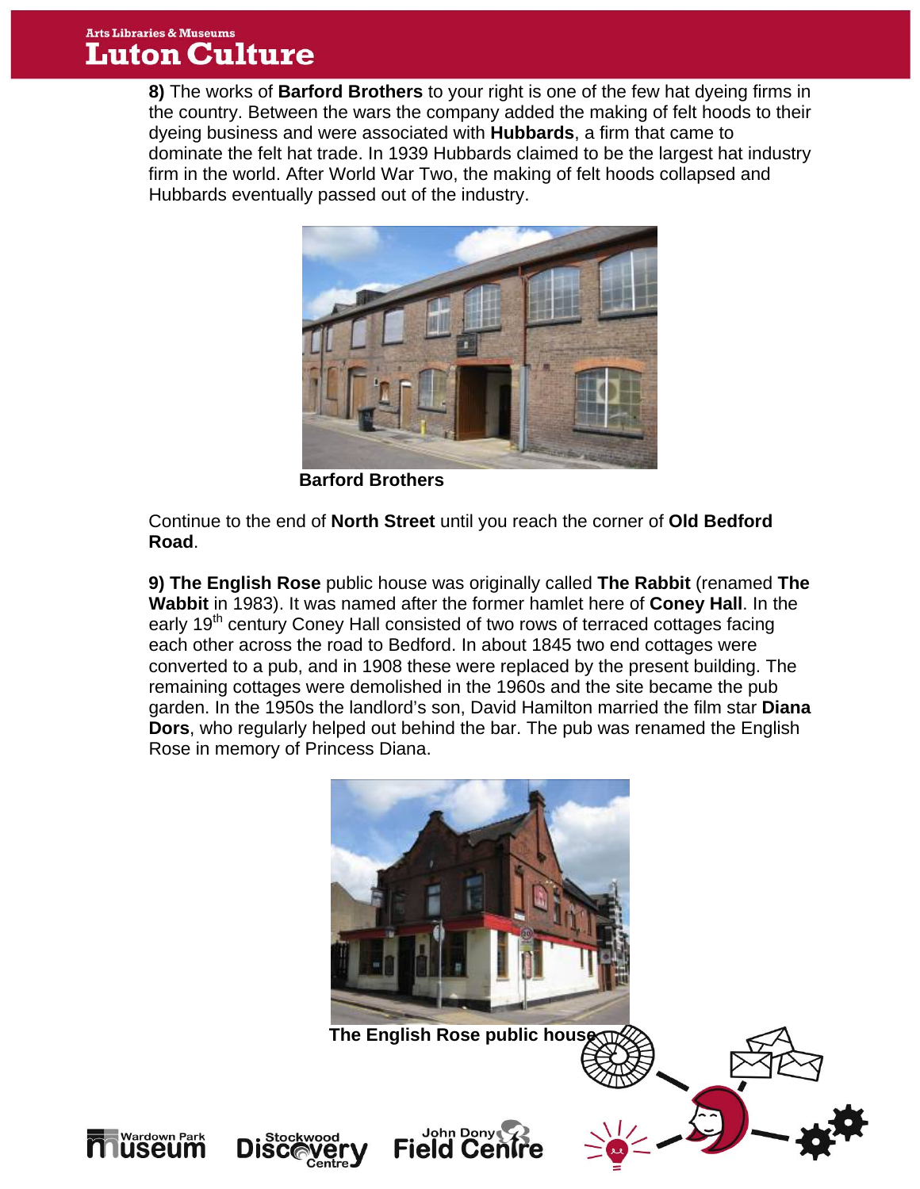**8)** The works of **Barford Brothers** to your right is one of the few hat dyeing firms in the country. Between the wars the company added the making of felt hoods to their dyeing business and were associated with **Hubbards**, a firm that came to dominate the felt hat trade. In 1939 Hubbards claimed to be the largest hat industry firm in the world. After World War Two, the making of felt hoods collapsed and Hubbards eventually passed out of the industry.

**Barford Brothers**

Continue to the end of **North Street** until you reach the corner of **Old Bedford Road**.

**9) The English Rose** public house was originally called **The Rabbit** (renamed **The Wabbit** in 1983). It was named after the former hamlet here of **Coney Hall**. In the early 19th century Coney Hall consisted of two rows of terraced cottages facing each other across the road to Bedford. In about 1845 two end cottages were converted to a pub, and in 1908 these were replaced by the present building. The remaining cottages were demolished in the 1960s and the site became the pub garden. In the 1950s the landlord's son, David Hamilton married the film star **Diana Dors**, who regularly helped out behind the bar. The pub was renamed the English Rose in memory of Princess Diana.

**The English Rose public house**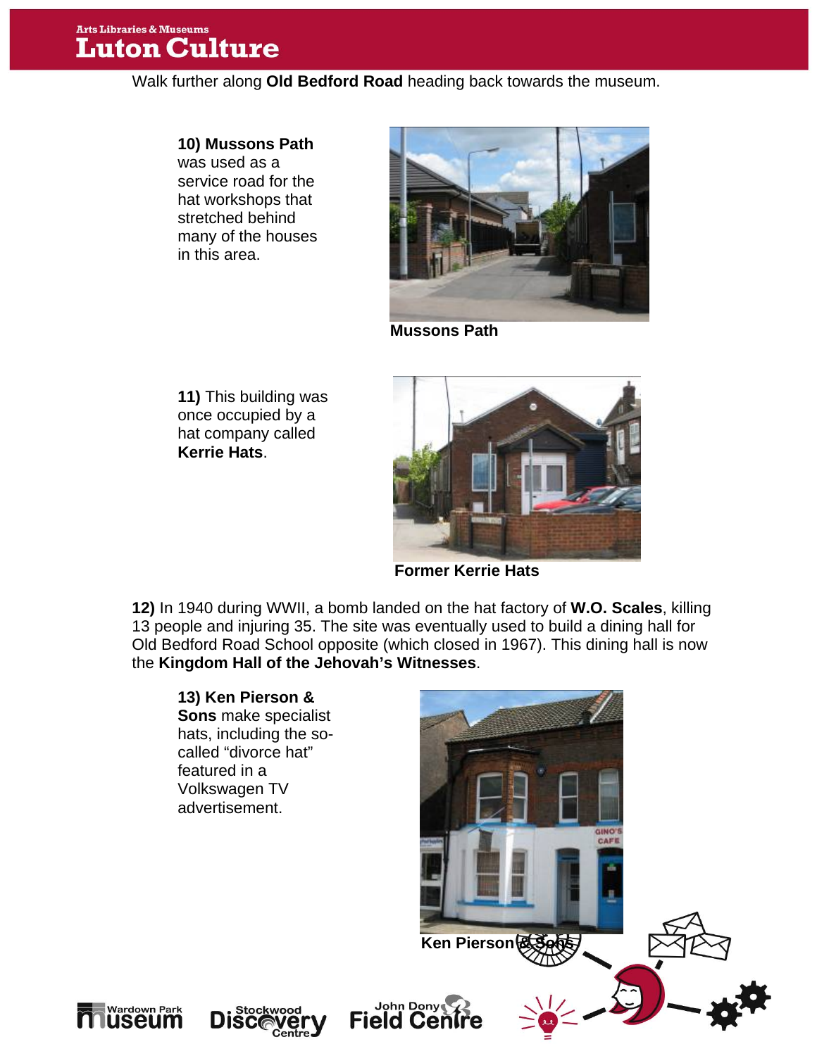Walk further along **Old Bedford Road** heading back towards the museum.

**10) Mussons Path** was used as a service road for the hat workshops that stretched behind many of the houses in this area.

**Mussons Path**

**11)** This building was once occupied by a hat company called **Kerrie Hats**.

**Former Kerrie Hats**

**12)** In 1940 during WWII, a bomb landed on the hat factory of **W.O. Scales**, killing 13 people and injuring 35. The site was eventually used to build a dining hall for Old Bedford Road School opposite (which closed in 1967). This dining hall is now the **Kingdom Hall of the Jehovah's Witnesses**.

**13) Ken Pierson & Sons** make specialist hats, including the so-called "divorce hat" featured in a Volkswagen TV advertisement.

**Ken Pierson & Sons**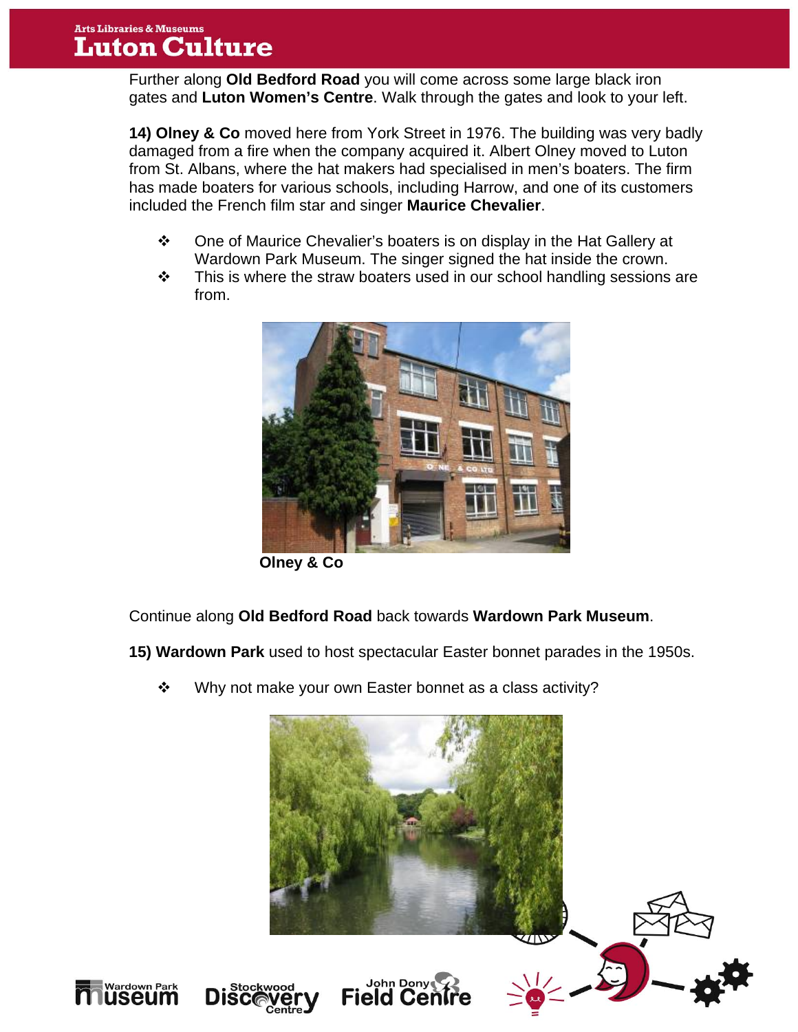Further along **Old Bedford Road** you will come across some large black iron gates and **Luton Women's Centre**. Walk through the gates and look to your left.

**14) Olney & Co** moved here from York Street in 1976. The building was very badly damaged from a fire when the company acquired it. Albert Olney moved to Luton from St. Albans, where the hat makers had specialised in men's boaters. The firm has made boaters for various schools, including Harrow, and one of its customers included the French film star and singer **Maurice Chevalier**.

- One of Maurice Chevalier's boaters is on display in the Hat Gallery at Wardown Park Museum. The singer signed the hat inside the crown.
- This is where the straw boaters used in our school handling sessions are from.

**Olney & Co**

Continue along **Old Bedford Road** back towards **Wardown Park Museum**.

**15) Wardown Park** used to host spectacular Easter bonnet parades in the 1950s.

- Why not make your own Easter bonnet as a class activity?